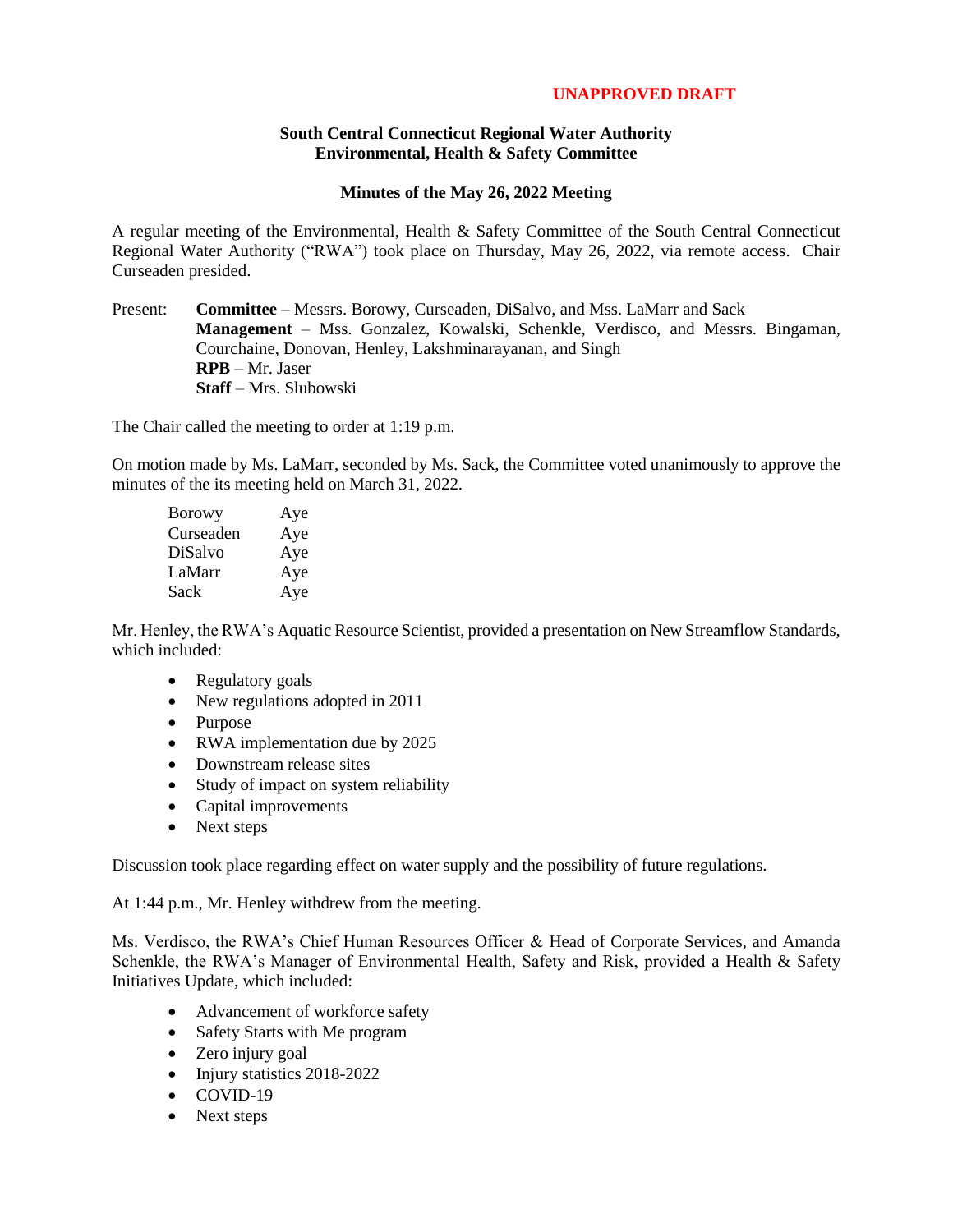**UNAPPROVED DRAFT**

**South Central Connecticut Regional Water Authority**
**Environmental, Health & Safety Committee**

**Minutes of the May 26, 2022 Meeting**

A regular meeting of the Environmental, Health & Safety Committee of the South Central Connecticut Regional Water Authority ("RWA") took place on Thursday, May 26, 2022, via remote access. Chair Curseaden presided.

Present: **Committee** – Messrs. Borowy, Curseaden, DiSalvo, and Mss. LaMarr and Sack
**Management** – Mss. Gonzalez, Kowalski, Schenkle, Verdisco, and Messrs. Bingaman, Courchaine, Donovan, Henley, Lakshminarayanan, and Singh
**RPB** – Mr. Jaser
**Staff** – Mrs. Slubowski

The Chair called the meeting to order at 1:19 p.m.

On motion made by Ms. LaMarr, seconded by Ms. Sack, the Committee voted unanimously to approve the minutes of the its meeting held on March 31, 2022.

| | |
|---|---|
| Borowy | Aye |
| Curseaden | Aye |
| DiSalvo | Aye |
| LaMarr | Aye |
| Sack | Aye |

Mr. Henley, the RWA's Aquatic Resource Scientist, provided a presentation on New Streamflow Standards, which included:

- Regulatory goals
- New regulations adopted in 2011
- Purpose
- RWA implementation due by 2025
- Downstream release sites
- Study of impact on system reliability
- Capital improvements
- Next steps

Discussion took place regarding effect on water supply and the possibility of future regulations.

At 1:44 p.m., Mr. Henley withdrew from the meeting.

Ms. Verdisco, the RWA's Chief Human Resources Officer & Head of Corporate Services, and Amanda Schenkle, the RWA's Manager of Environmental Health, Safety and Risk, provided a Health & Safety Initiatives Update, which included:

- Advancement of workforce safety
- Safety Starts with Me program
- Zero injury goal
- Injury statistics 2018-2022
- COVID-19
- Next steps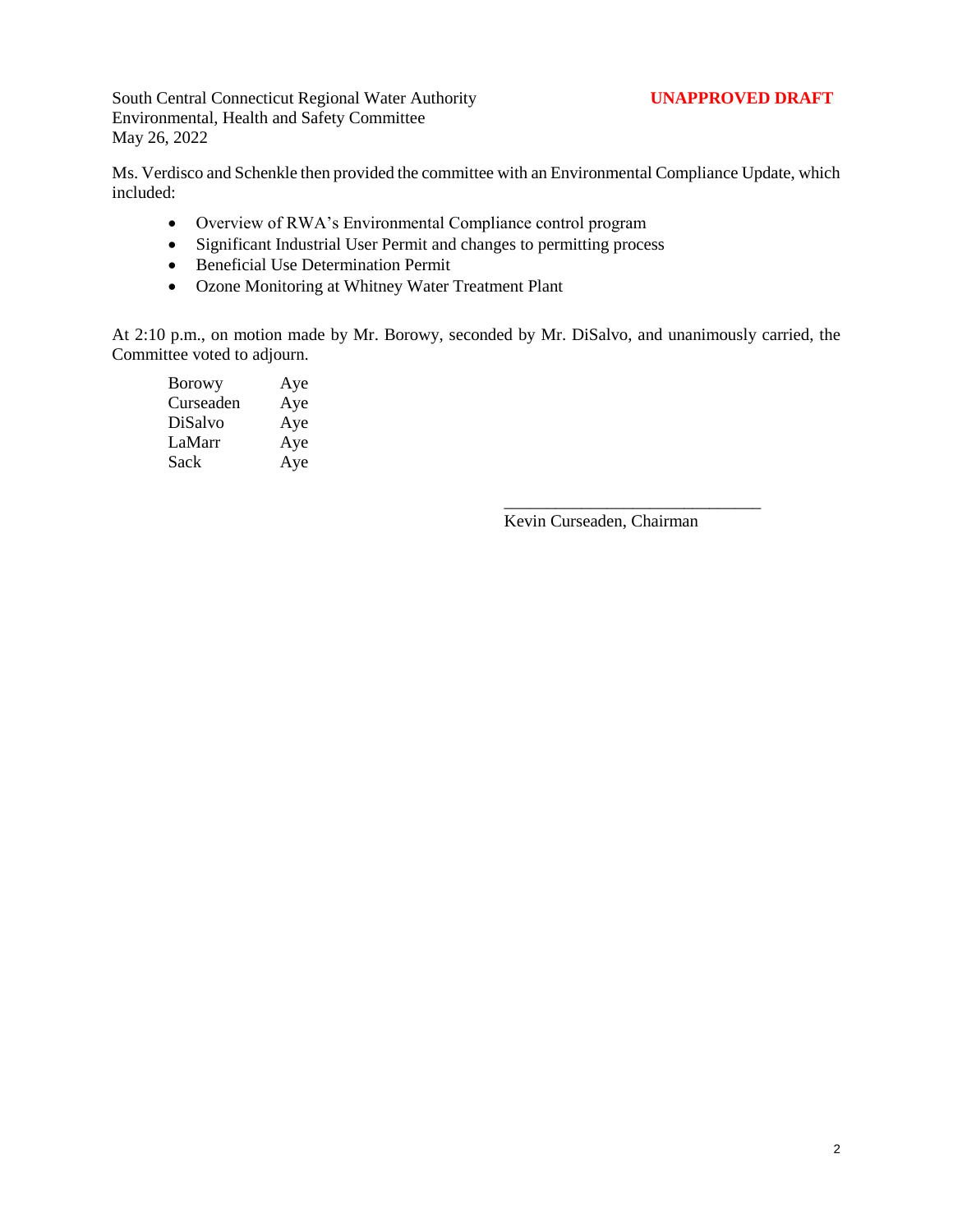Ms. Verdisco and Schenkle then provided the committee with an Environmental Compliance Update, which included:

- Overview of RWA's Environmental Compliance control program
- Significant Industrial User Permit and changes to permitting process
- Beneficial Use Determination Permit
- Ozone Monitoring at Whitney Water Treatment Plant

At 2:10 p.m., on motion made by Mr. Borowy, seconded by Mr. DiSalvo, and unanimously carried, the Committee voted to adjourn.

| | |
|---|---|
| Borowy | Aye |
| Curseaden | Aye |
| DiSalvo | Aye |
| LaMarr | Aye |
| Sack | Aye |

______________________________

Kevin Curseaden, Chairman